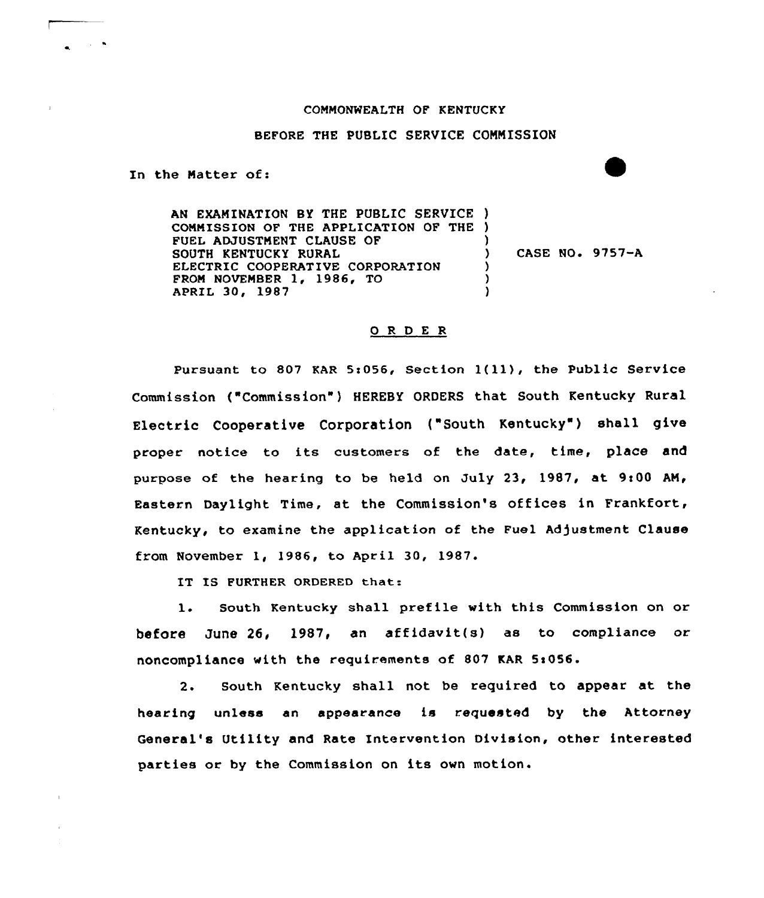COMMONWEALTH OF KENTUCKY

BEFORE THE PUBLIC SERVICE COMMISSION

In the Matter of:

AN EXAMINATION BY THE PUBLIC SERVICE COMMISSION OF THE APPLICATION OF THE FUEL ADJUSTMENT CLAUSE OF SOUTH KENTUCKY RURAL ELECTRIC COOPERATIVE CORPORATION FROM NOVEMBER 1, 1986, TO APRIL 30, 1987 ) CASE NO. 9757-A

# O R D E R

Pursuant to 807 KAR 5:056, Section 1(11), the Public Service Commission ("Commission") HEREBY ORDERS that South Kentucky Rural Electric Cooperative Corporation ("South Kentucky") shall give proper notice to its customers of the date, time, place and purpose of the hearing to be held on July 23, 1987, at 9:00 AM, Eastern Daylight Time, at the Commission's offices in Frankfort, Kentucky, to examine the application of the Fuel Adjustment Clause from November 1, 1986, to April 30, 1987.

IT IS FURTHER ORDERED that:

1. South Kentucky shall prefile with this Commission on or before June 26, 1987, an affidavit(s) as to compliance or noncompliance with the requirements of 807 KAR 5:056.

2. South Kentucky shall not be required to appear at the hearing unless an appearance is requested by the Attorney General's Utility and Rate Intervention Division, other interested parties or by the Commission on its own motion.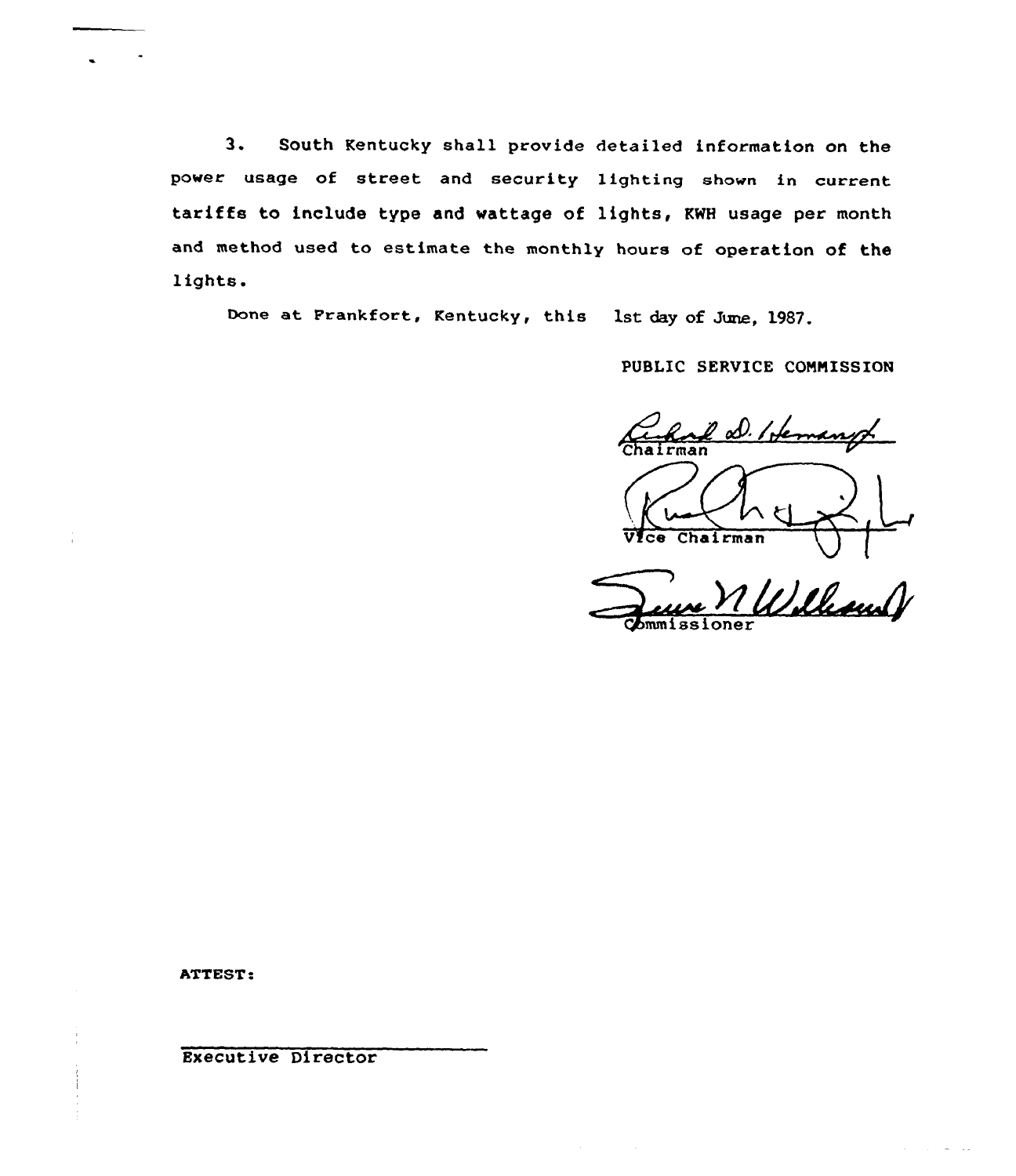3. South Kentucky shall provide detailed information on the power usage of street and security lighting shown in current tariffs to include type and wattage of lights, KWH usage per month and method used to estimate the monthly hours of operation of the lights.

Done at Frankfort, Kentucky, this 1st day of June, 1987.

PUBLIC SERVICE COMMISSION

Chairman

Vice Chairman

Commissioner

ATTEST:

Executive Director